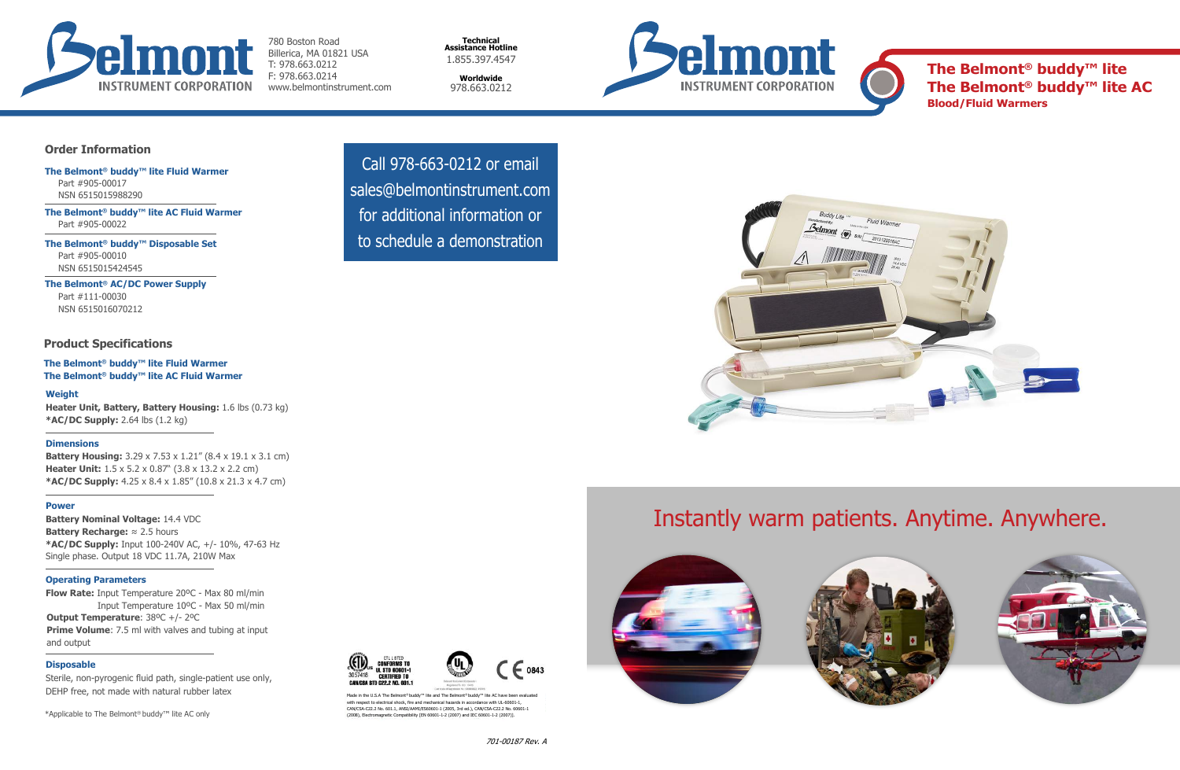Belmont INSTRUMENT CORPORATION

780 Boston Road
Billerica, MA 01821 USA
T: 978.663.0212
F: 978.663.0214
www.belmontinstrument.com

**Technical Assistance Hotline**
1.855.397.4547

**Worldwide**
978.663.0212

Belmont INSTRUMENT CORPORATION

# The Belmont® buddy™ lite
# The Belmont® buddy™ lite AC
**Blood/Fluid Warmers**

## Order Information

**The Belmont® buddy™ lite Fluid Warmer**
Part #905-00017
NSN 6515015988290

**The Belmont® buddy™ lite AC Fluid Warmer**
Part #905-00022

**The Belmont® buddy™ Disposable Set**
Part #905-00010
NSN 6515015424545

**The Belmont® AC/DC Power Supply**
Part #111-00030
NSN 6515016070212

## Product Specifications

**The Belmont® buddy™ lite Fluid Warmer**
**The Belmont® buddy™ lite AC Fluid Warmer**

### Weight
**Heater Unit, Battery, Battery Housing:** 1.6 lbs (0.73 kg)
***AC/DC Supply:** 2.64 lbs (1.2 kg)

### Dimensions
**Battery Housing:** 3.29 x 7.53 x 1.21" (8.4 x 19.1 x 3.1 cm)
**Heater Unit:** 1.5 x 5.2 x 0.87" (3.8 x 13.2 x 2.2 cm)
***AC/DC Supply:** 4.25 x 8.4 x 1.85" (10.8 x 21.3 x 4.7 cm)

### Power
**Battery Nominal Voltage:** 14.4 VDC
**Battery Recharge:** ≈ 2.5 hours
***AC/DC Supply:** Input 100-240V AC, +/- 10%, 47-63 Hz
Single phase. Output 18 VDC 11.7A, 210W Max

### Operating Parameters
**Flow Rate:** Input Temperature 20ºC - Max 80 ml/min
Input Temperature 10ºC - Max 50 ml/min
**Output Temperature**: 38ºC +/- 2ºC
**Prime Volume**: 7.5 ml with valves and tubing at input and output

### Disposable
Sterile, non-pyrogenic fluid path, single-patient use only, DEHP free, not made with natural rubber latex

*Applicable to The Belmont® buddy™ lite AC only

Call 978-663-0212 or email sales@belmontinstrument.com for additional information or to schedule a demonstration

ETL LISTED
3057418
CONFORMS TO UL STD 60601-1
CERTIFIED TO CAN/CSA STD C22.2 NO. 601.1

CE 0843

Made in the U.S.A The Belmont® buddy™ lite and The Belmont® buddy™ lite AC have been evaluated with respect to electrical shock, fire and mechanical hazards in accordance with UL-60601-1, CAN/CSA-C22.2 No. 601.1, ANSI/AAMI/ES60601-1 (2005, 3rd ed.), CAN/CSA-C22.2 No. 60601-1 (2008), Electromagnetic Compatibility (EN 60601-1-2 (2007) and IEC 60601-1-2 (2007)).

## Instantly warm patients. Anytime. Anywhere.

*701-00187 Rev. A*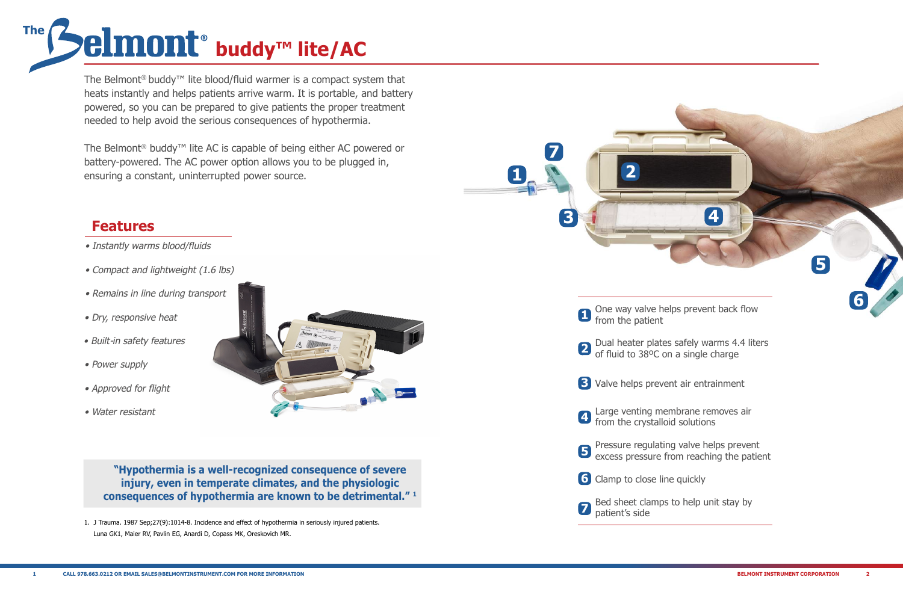# The Belmont® buddy™ lite/AC

The Belmont® buddy™ lite blood/fluid warmer is a compact system that heats instantly and helps patients arrive warm. It is portable, and battery powered, so you can be prepared to give patients the proper treatment needed to help avoid the serious consequences of hypothermia.

The Belmont® buddy™ lite AC is capable of being either AC powered or battery-powered. The AC power option allows you to be plugged in, ensuring a constant, uninterrupted power source.

## Features

- *Instantly warms blood/fluids*
- *Compact and lightweight (1.6 lbs)*
- *Remains in line during transport*
- *Dry, responsive heat*
- *Built-in safety features*
- *Power supply*
- *Approved for flight*
- *Water resistant*

**"Hypothermia is a well-recognized consequence of severe injury, even in temperate climates, and the physiologic consequences of hypothermia are known to be detrimental."[1]**

1. J Trauma. 1987 Sep;27(9):1014-8. Incidence and effect of hypothermia in seriously injured patients. Luna GK1, Maier RV, Pavlin EG, Anardi D, Copass MK, Oreskovich MR.

1. One way valve helps prevent back flow from the patient
2. Dual heater plates safely warms 4.4 liters of fluid to 38ºC on a single charge
3. Valve helps prevent air entrainment
4. Large venting membrane removes air from the crystalloid solutions
5. Pressure regulating valve helps prevent excess pressure from reaching the patient
6. Clamp to close line quickly
7. Bed sheet clamps to help unit stay by patient's side

CALL 978.663.0212 OR EMAIL SALES@BELMONTINSTRUMENT.COM FOR MORE INFORMATION

BELMONT INSTRUMENT CORPORATION